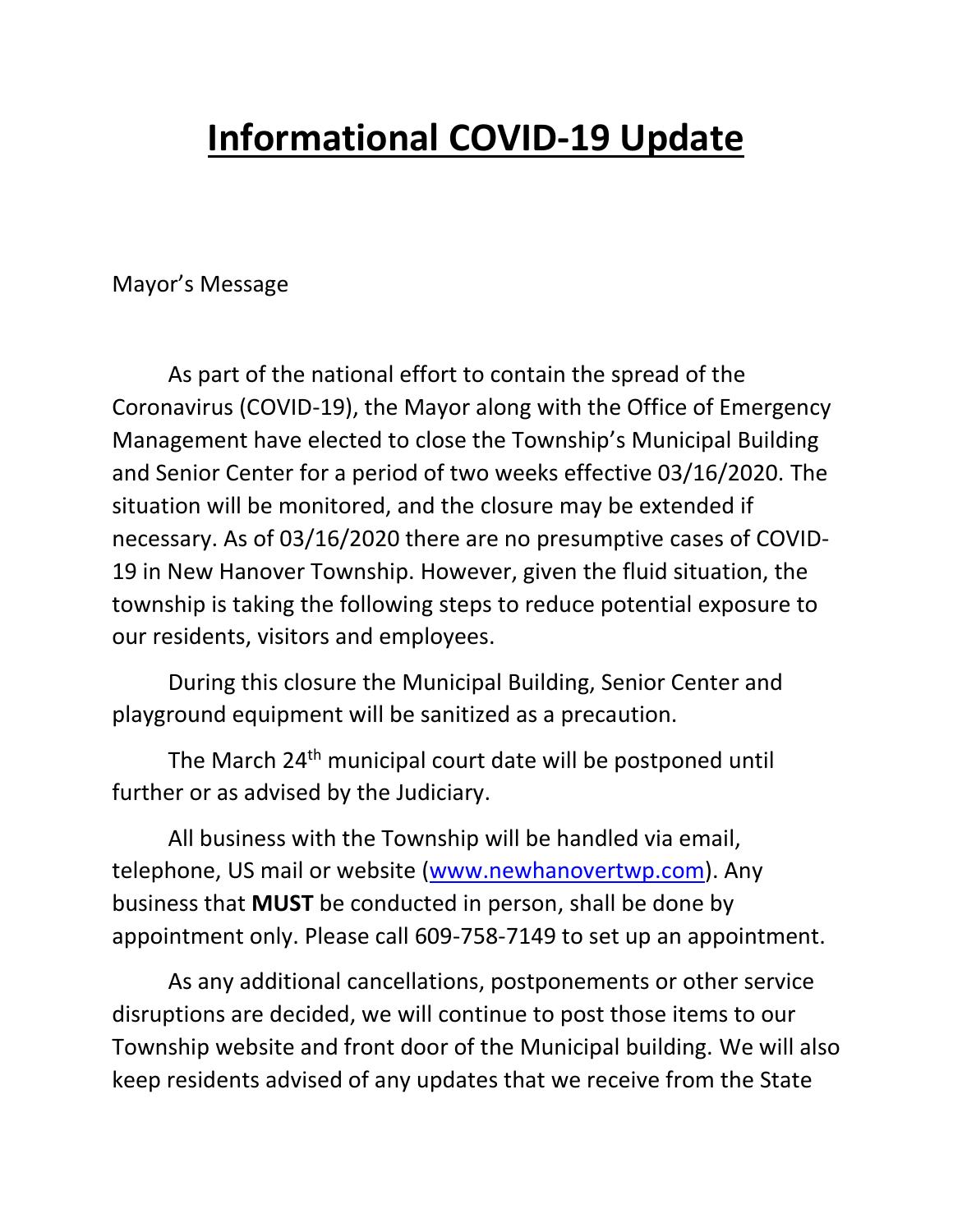# Informational COVID-19 Update

Mayor's Message

As part of the national effort to contain the spread of the Coronavirus (COVID-19), the Mayor along with the Office of Emergency Management have elected to close the Township's Municipal Building and Senior Center for a period of two weeks effective 03/16/2020. The situation will be monitored, and the closure may be extended if necessary. As of 03/16/2020 there are no presumptive cases of COVID-19 in New Hanover Township. However, given the fluid situation, the township is taking the following steps to reduce potential exposure to our residents, visitors and employees.

During this closure the Municipal Building, Senior Center and playground equipment will be sanitized as a precaution.

The March 24th municipal court date will be postponed until further or as advised by the Judiciary.

All business with the Township will be handled via email, telephone, US mail or website (www.newhanovertwp.com). Any business that **MUST** be conducted in person, shall be done by appointment only. Please call 609-758-7149 to set up an appointment.

As any additional cancellations, postponements or other service disruptions are decided, we will continue to post those items to our Township website and front door of the Municipal building. We will also keep residents advised of any updates that we receive from the State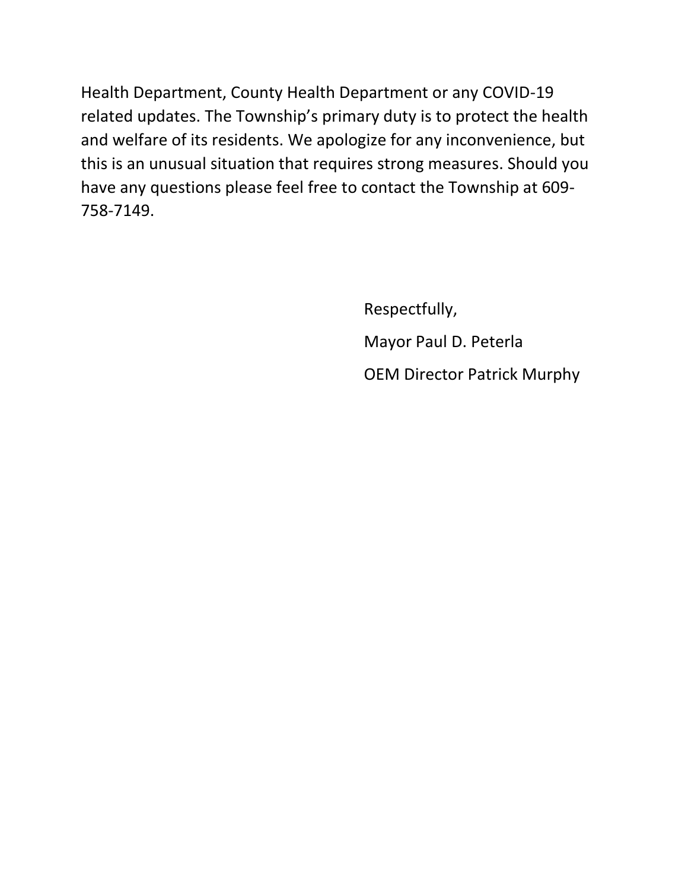Health Department, County Health Department or any COVID-19 related updates. The Township's primary duty is to protect the health and welfare of its residents. We apologize for any inconvenience, but this is an unusual situation that requires strong measures. Should you have any questions please feel free to contact the Township at 609-758-7149.

Respectfully,

Mayor Paul D. Peterla

OEM Director Patrick Murphy